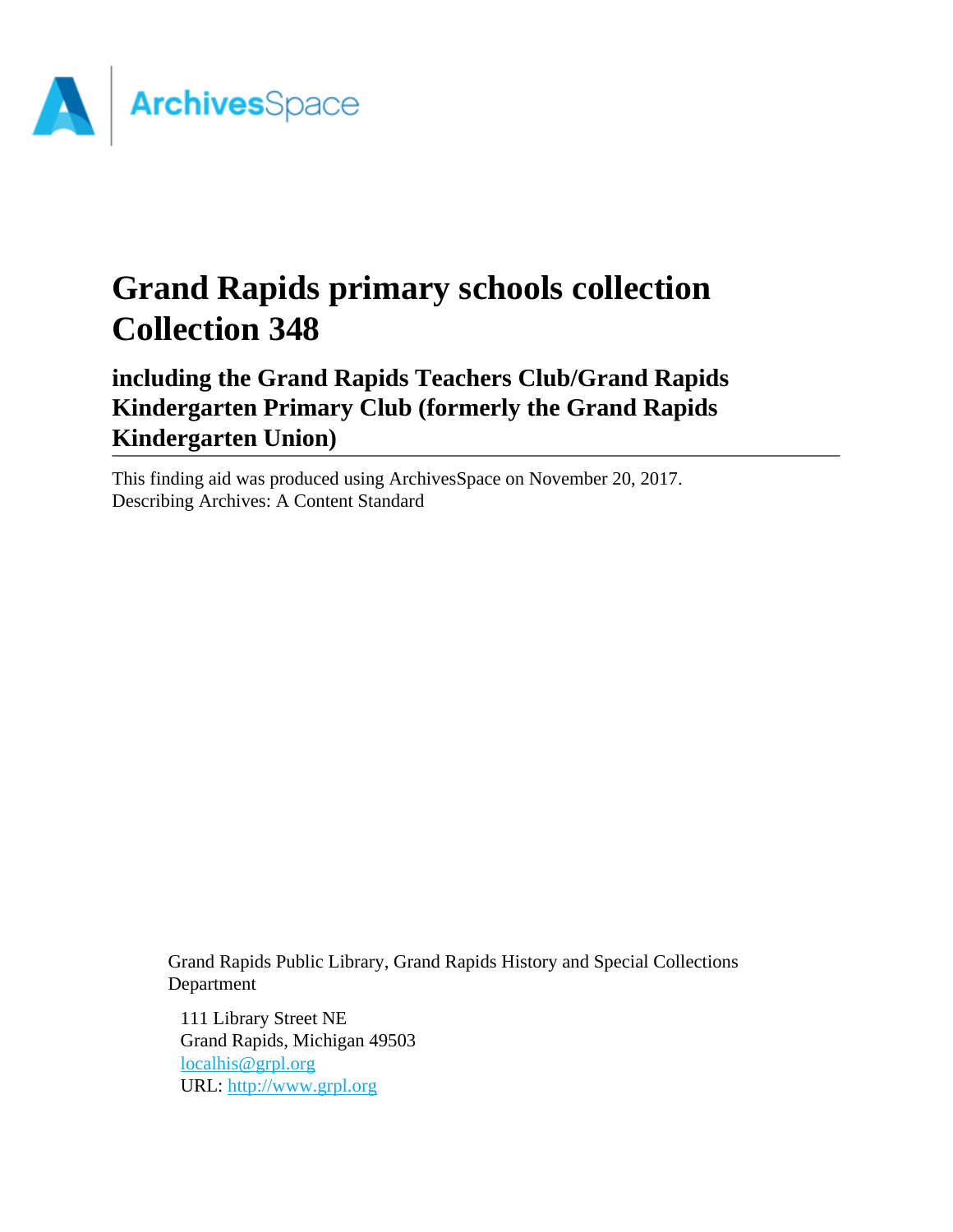ArchivesSpace

# Grand Rapids primary schools collection Collection 348

## including the Grand Rapids Teachers Club/Grand Rapids Kindergarten Primary Club (formerly the Grand Rapids Kindergarten Union)

This finding aid was produced using ArchivesSpace on November 20, 2017.
Describing Archives: A Content Standard

Grand Rapids Public Library, Grand Rapids History and Special Collections Department

111 Library Street NE
Grand Rapids, Michigan 49503
[localhis@grpl.org](mailto:localhis@grpl.org)
URL: [http://www.grpl.org](http://www.grpl.org)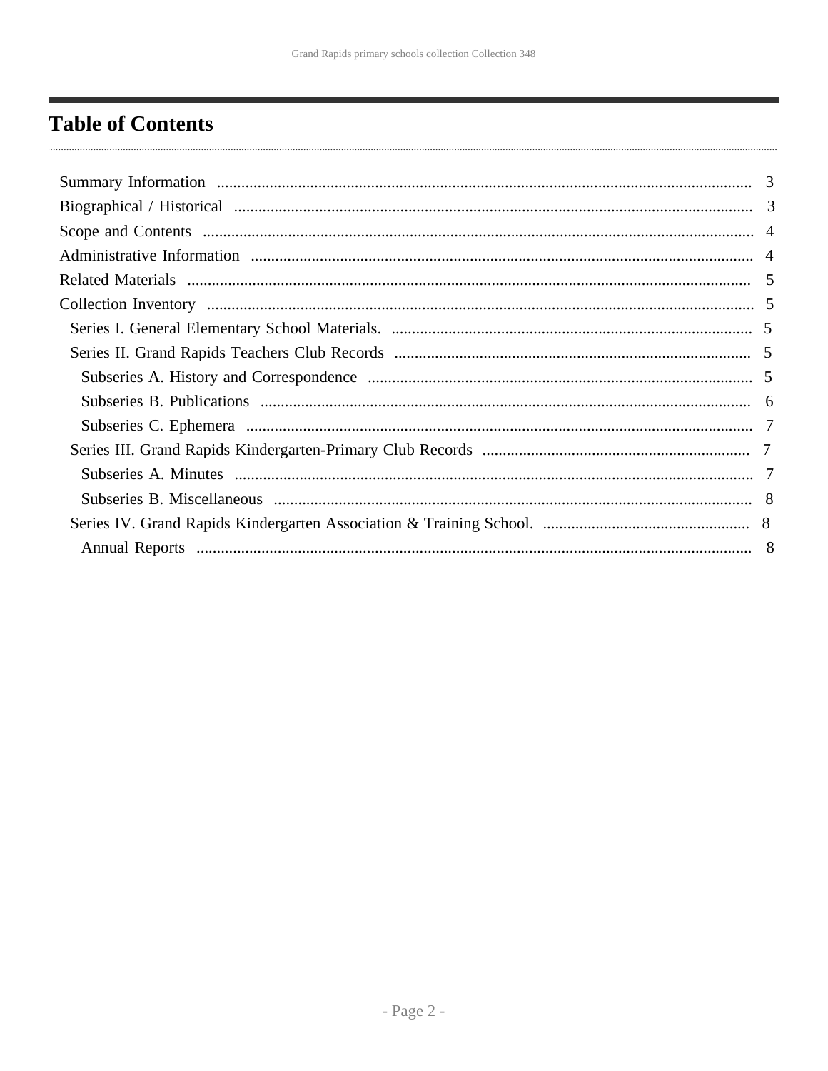# Table of Contents

- Summary Information ..... 3
- Biographical / Historical ..... 3
- Scope and Contents ..... 4
- Administrative Information ..... 4
- Related Materials ..... 5
- Collection Inventory ..... 5
  - Series I. General Elementary School Materials. ..... 5
  - Series II. Grand Rapids Teachers Club Records ..... 5
    - Subseries A. History and Correspondence ..... 5
    - Subseries B. Publications ..... 6
    - Subseries C. Ephemera ..... 7
  - Series III. Grand Rapids Kindergarten-Primary Club Records ..... 7
    - Subseries A. Minutes ..... 7
    - Subseries B. Miscellaneous ..... 8
  - Series IV. Grand Rapids Kindergarten Association & Training School. ..... 8
    - Annual Reports ..... 8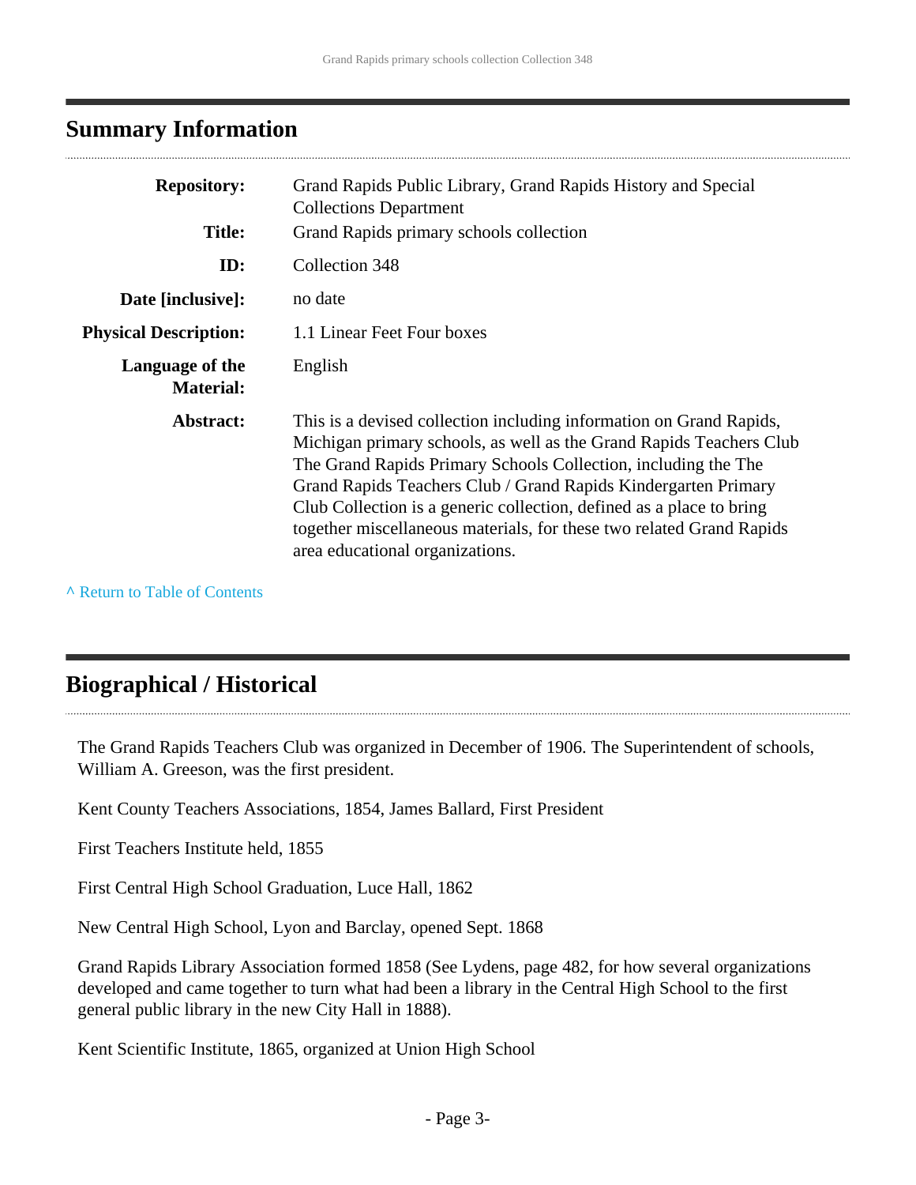## Summary Information

| | |
|---|---|
| **Repository:** | Grand Rapids Public Library, Grand Rapids History and Special Collections Department |
| **Title:** | Grand Rapids primary schools collection |
| **ID:** | Collection 348 |
| **Date [inclusive]:** | no date |
| **Physical Description:** | 1.1 Linear Feet Four boxes |
| **Language of the Material:** | English |
| **Abstract:** | This is a devised collection including information on Grand Rapids, Michigan primary schools, as well as the Grand Rapids Teachers Club The Grand Rapids Primary Schools Collection, including the The Grand Rapids Teachers Club / Grand Rapids Kindergarten Primary Club Collection is a generic collection, defined as a place to bring together miscellaneous materials, for these two related Grand Rapids area educational organizations. |

^ Return to Table of Contents

## Biographical / Historical

The Grand Rapids Teachers Club was organized in December of 1906. The Superintendent of schools, William A. Greeson, was the first president.

Kent County Teachers Associations, 1854, James Ballard, First President

First Teachers Institute held, 1855

First Central High School Graduation, Luce Hall, 1862

New Central High School, Lyon and Barclay, opened Sept. 1868

Grand Rapids Library Association formed 1858 (See Lydens, page 482, for how several organizations developed and came together to turn what had been a library in the Central High School to the first general public library in the new City Hall in 1888).

Kent Scientific Institute, 1865, organized at Union High School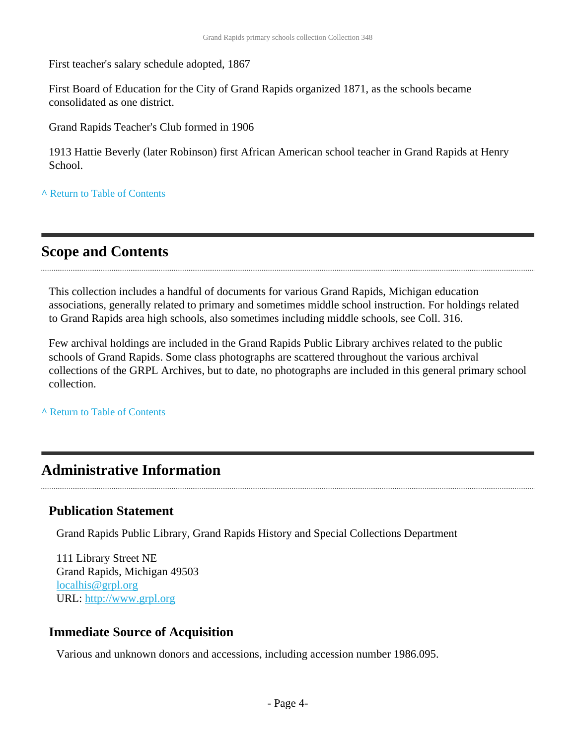First teacher's salary schedule adopted, 1867

First Board of Education for the City of Grand Rapids organized 1871, as the schools became consolidated as one district.

Grand Rapids Teacher's Club formed in 1906

1913 Hattie Beverly (later Robinson) first African American school teacher in Grand Rapids at Henry School.

^ Return to Table of Contents

## Scope and Contents

This collection includes a handful of documents for various Grand Rapids, Michigan education associations, generally related to primary and sometimes middle school instruction. For holdings related to Grand Rapids area high schools, also sometimes including middle schools, see Coll. 316.

Few archival holdings are included in the Grand Rapids Public Library archives related to the public schools of Grand Rapids. Some class photographs are scattered throughout the various archival collections of the GRPL Archives, but to date, no photographs are included in this general primary school collection.

^ Return to Table of Contents

## Administrative Information

### Publication Statement

Grand Rapids Public Library, Grand Rapids History and Special Collections Department

111 Library Street NE
Grand Rapids, Michigan 49503
localhis@grpl.org
URL: http://www.grpl.org

### Immediate Source of Acquisition

Various and unknown donors and accessions, including accession number 1986.095.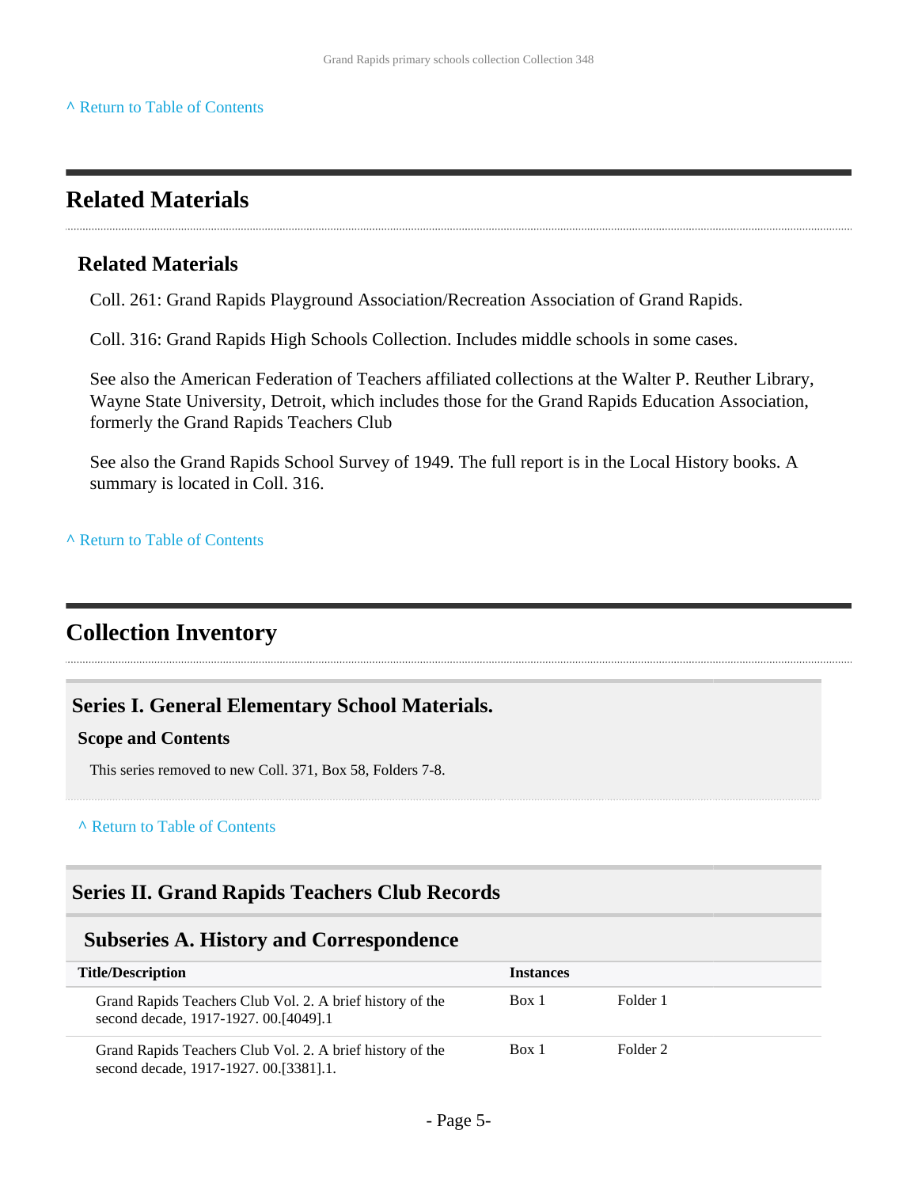^ Return to Table of Contents

## Related Materials

### Related Materials

Coll. 261: Grand Rapids Playground Association/Recreation Association of Grand Rapids.

Coll. 316: Grand Rapids High Schools Collection. Includes middle schools in some cases.

See also the American Federation of Teachers affiliated collections at the Walter P. Reuther Library, Wayne State University, Detroit, which includes those for the Grand Rapids Education Association, formerly the Grand Rapids Teachers Club

See also the Grand Rapids School Survey of 1949. The full report is in the Local History books. A summary is located in Coll. 316.

^ Return to Table of Contents

## Collection Inventory

### Series I. General Elementary School Materials.

#### Scope and Contents

This series removed to new Coll. 371, Box 58, Folders 7-8.

^ Return to Table of Contents

### Series II. Grand Rapids Teachers Club Records

#### Subseries A. History and Correspondence

| Title/Description | Instances | |
|---|---|---|
| Grand Rapids Teachers Club Vol. 2. A brief history of the second decade, 1917-1927. 00.[4049].1 | Box 1 | Folder 1 |
| Grand Rapids Teachers Club Vol. 2. A brief history of the second decade, 1917-1927. 00.[3381].1. | Box 1 | Folder 2 |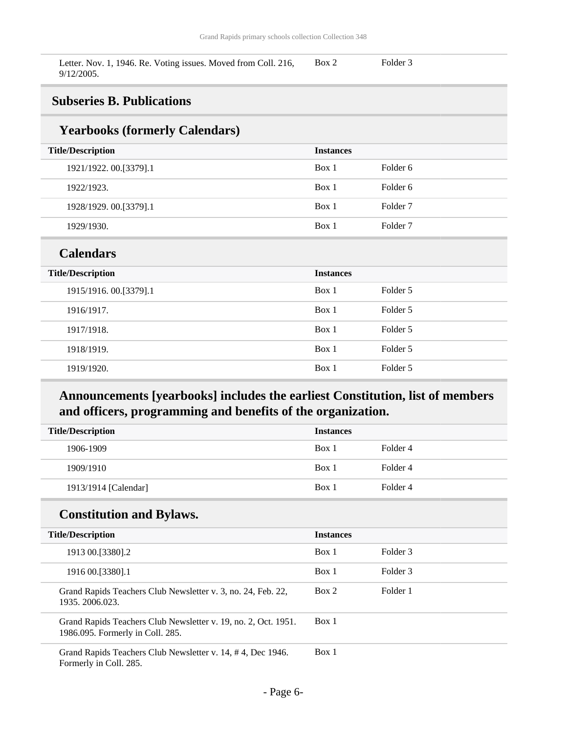| | | |
|---|---|---|
| Letter. Nov. 1, 1946. Re. Voting issues. Moved from Coll. 216, 9/12/2005. | Box 2 | Folder 3 |

## Subseries B. Publications

### Yearbooks (formerly Calendars)

| Title/Description | Instances | |
|---|---|---|
| 1921/1922. 00.[3379].1 | Box 1 | Folder 6 |
| 1922/1923. | Box 1 | Folder 6 |
| 1928/1929. 00.[3379].1 | Box 1 | Folder 7 |
| 1929/1930. | Box 1 | Folder 7 |

### Calendars

| Title/Description | Instances | |
|---|---|---|
| 1915/1916. 00.[3379].1 | Box 1 | Folder 5 |
| 1916/1917. | Box 1 | Folder 5 |
| 1917/1918. | Box 1 | Folder 5 |
| 1918/1919. | Box 1 | Folder 5 |
| 1919/1920. | Box 1 | Folder 5 |

### Announcements [yearbooks] includes the earliest Constitution, list of members and officers, programming and benefits of the organization.

| Title/Description | Instances | |
|---|---|---|
| 1906-1909 | Box 1 | Folder 4 |
| 1909/1910 | Box 1 | Folder 4 |
| 1913/1914 [Calendar] | Box 1 | Folder 4 |

### Constitution and Bylaws.

| Title/Description | Instances | |
|---|---|---|
| 1913 00.[3380].2 | Box 1 | Folder 3 |
| 1916 00.[3380].1 | Box 1 | Folder 3 |

| | | |
|---|---|---|
| Grand Rapids Teachers Club Newsletter v. 3, no. 24, Feb. 22, 1935. 2006.023. | Box 2 | Folder 1 |
| Grand Rapids Teachers Club Newsletter v. 19, no. 2, Oct. 1951. 1986.095. Formerly in Coll. 285. | Box 1 | |
| Grand Rapids Teachers Club Newsletter v. 14, # 4, Dec 1946. Formerly in Coll. 285. | Box 1 | |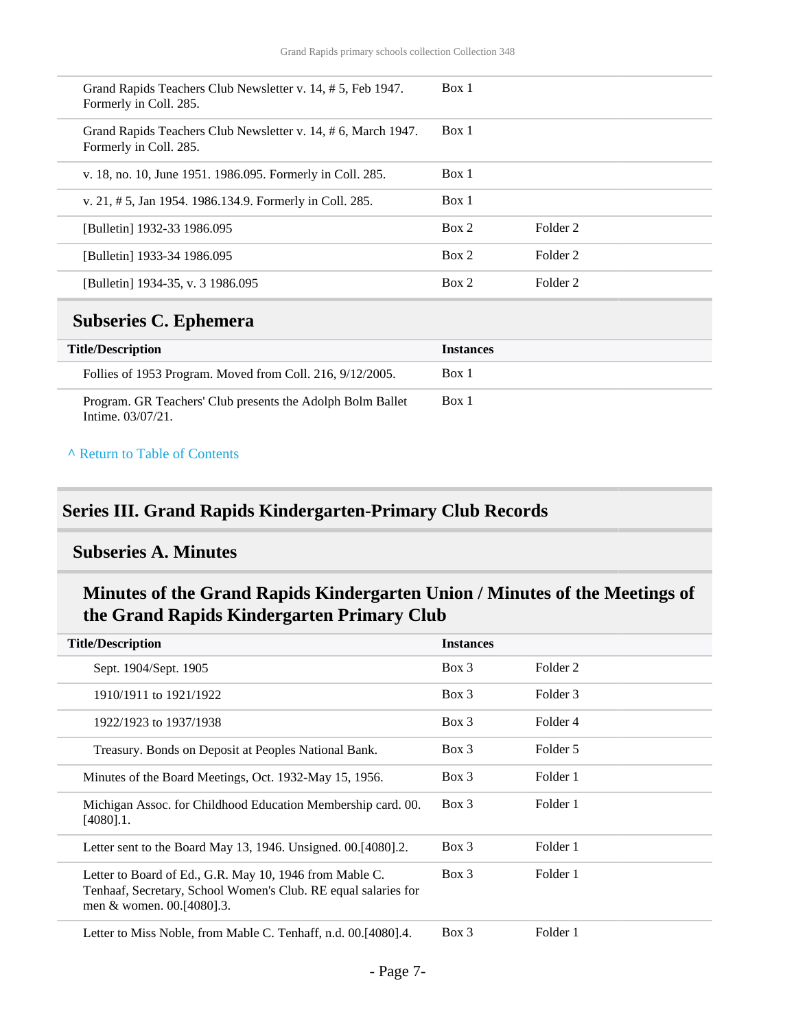| | | |
|---|---|---|
| Grand Rapids Teachers Club Newsletter v. 14, # 5, Feb 1947. Formerly in Coll. 285. | Box 1 | |
| Grand Rapids Teachers Club Newsletter v. 14, # 6, March 1947. Formerly in Coll. 285. | Box 1 | |
| v. 18, no. 10, June 1951. 1986.095. Formerly in Coll. 285. | Box 1 | |
| v. 21, # 5, Jan 1954. 1986.134.9. Formerly in Coll. 285. | Box 1 | |
| [Bulletin] 1932-33 1986.095 | Box 2 | Folder 2 |
| [Bulletin] 1933-34 1986.095 | Box 2 | Folder 2 |
| [Bulletin] 1934-35, v. 3 1986.095 | Box 2 | Folder 2 |

### Subseries C. Ephemera

| Title/Description | Instances | |
|---|---|---|
| Follies of 1953 Program. Moved from Coll. 216, 9/12/2005. | Box 1 | |
| Program. GR Teachers' Club presents the Adolph Bolm Ballet Intime. 03/07/21. | Box 1 | |

^ Return to Table of Contents

## Series III. Grand Rapids Kindergarten-Primary Club Records

### Subseries A. Minutes

#### Minutes of the Grand Rapids Kindergarten Union / Minutes of the Meetings of the Grand Rapids Kindergarten Primary Club

| Title/Description | Instances | |
|---|---|---|
| Sept. 1904/Sept. 1905 | Box 3 | Folder 2 |
| 1910/1911 to 1921/1922 | Box 3 | Folder 3 |
| 1922/1923 to 1937/1938 | Box 3 | Folder 4 |
| Treasury. Bonds on Deposit at Peoples National Bank. | Box 3 | Folder 5 |
| Minutes of the Board Meetings, Oct. 1932-May 15, 1956. | Box 3 | Folder 1 |
| Michigan Assoc. for Childhood Education Membership card. 00.[4080].1. | Box 3 | Folder 1 |
| Letter sent to the Board May 13, 1946. Unsigned. 00.[4080].2. | Box 3 | Folder 1 |
| Letter to Board of Ed., G.R. May 10, 1946 from Mable C. Tenhaaf, Secretary, School Women's Club. RE equal salaries for men & women. 00.[4080].3. | Box 3 | Folder 1 |
| Letter to Miss Noble, from Mable C. Tenhaff, n.d. 00.[4080].4. | Box 3 | Folder 1 |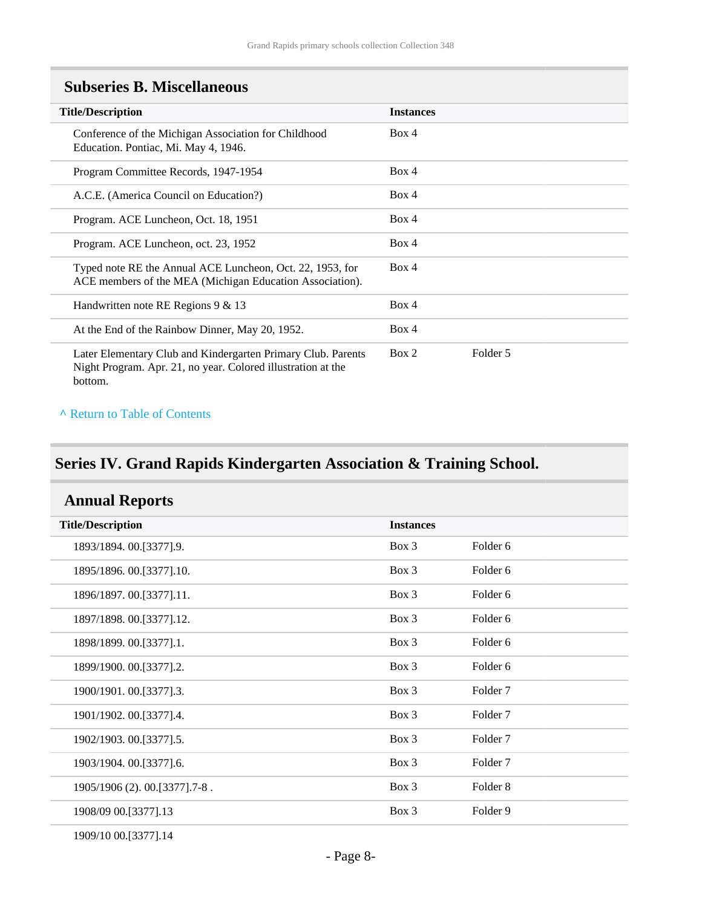## Subseries B. Miscellaneous

| Title/Description | Instances | |
|---|---|---|
| Conference of the Michigan Association for Childhood Education. Pontiac, Mi. May 4, 1946. | Box 4 | |
| Program Committee Records, 1947-1954 | Box 4 | |
| A.C.E. (America Council on Education?) | Box 4 | |
| Program. ACE Luncheon, Oct. 18, 1951 | Box 4 | |
| Program. ACE Luncheon, oct. 23, 1952 | Box 4 | |
| Typed note RE the Annual ACE Luncheon, Oct. 22, 1953, for ACE members of the MEA (Michigan Education Association). | Box 4 | |
| Handwritten note RE Regions 9 & 13 | Box 4 | |
| At the End of the Rainbow Dinner, May 20, 1952. | Box 4 | |
| Later Elementary Club and Kindergarten Primary Club. Parents Night Program. Apr. 21, no year. Colored illustration at the bottom. | Box 2 | Folder 5 |

^ Return to Table of Contents

# Series IV. Grand Rapids Kindergarten Association & Training School.

## Annual Reports

| Title/Description | Instances | |
|---|---|---|
| 1893/1894. 00.[3377].9. | Box 3 | Folder 6 |
| 1895/1896. 00.[3377].10. | Box 3 | Folder 6 |
| 1896/1897. 00.[3377].11. | Box 3 | Folder 6 |
| 1897/1898. 00.[3377].12. | Box 3 | Folder 6 |
| 1898/1899. 00.[3377].1. | Box 3 | Folder 6 |
| 1899/1900. 00.[3377].2. | Box 3 | Folder 6 |
| 1900/1901. 00.[3377].3. | Box 3 | Folder 7 |
| 1901/1902. 00.[3377].4. | Box 3 | Folder 7 |
| 1902/1903. 00.[3377].5. | Box 3 | Folder 7 |
| 1903/1904. 00.[3377].6. | Box 3 | Folder 7 |
| 1905/1906 (2). 00.[3377].7-8 . | Box 3 | Folder 8 |
| 1908/09 00.[3377].13 | Box 3 | Folder 9 |
| 1909/10 00.[3377].14 | | |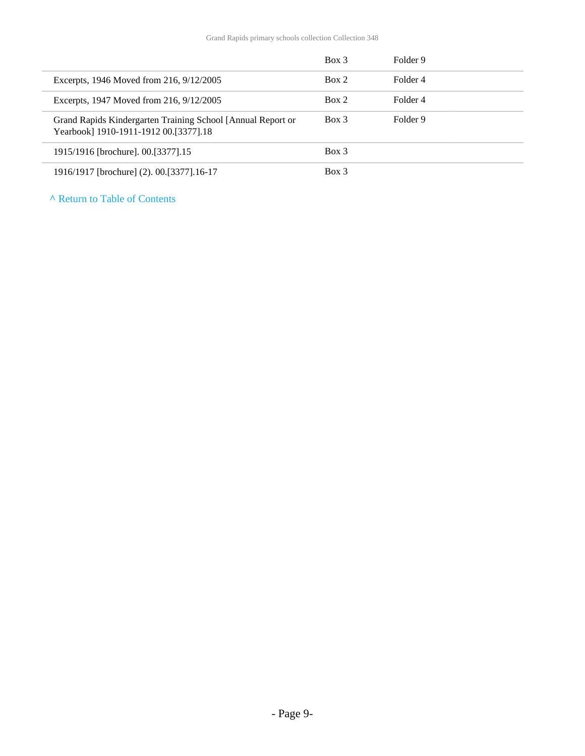| | | |
|---|---|---|
| | Box 3 | Folder 9 |
| Excerpts, 1946 Moved from 216, 9/12/2005 | Box 2 | Folder 4 |
| Excerpts, 1947 Moved from 216, 9/12/2005 | Box 2 | Folder 4 |
| Grand Rapids Kindergarten Training School [Annual Report or Yearbook] 1910-1911-1912 00.[3377].18 | Box 3 | Folder 9 |
| 1915/1916 [brochure]. 00.[3377].15 | Box 3 | |
| 1916/1917 [brochure] (2). 00.[3377].16-17 | Box 3 | |

^ Return to Table of Contents